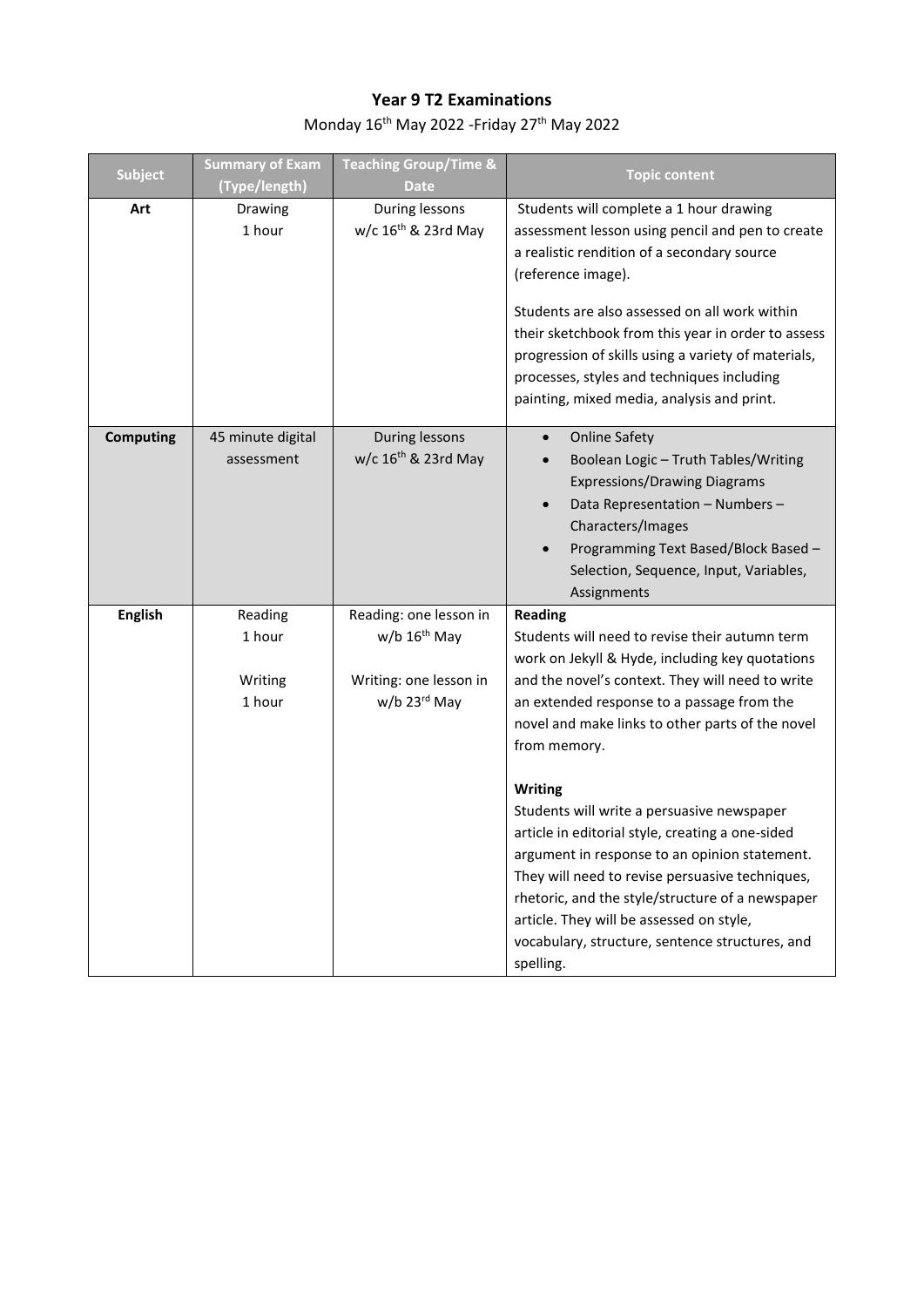# Year 9 T2 Examinations

Monday 16th May 2022 -Friday 27th May 2022

| Subject | Summary of Exam (Type/length) | Teaching Group/Time & Date | Topic content |
|---|---|---|---|
| **Art** | Drawing<br>1 hour | During lessons<br>w/c 16th & 23rd May | Students will complete a 1 hour drawing assessment lesson using pencil and pen to create a realistic rendition of a secondary source (reference image).<br><br>Students are also assessed on all work within their sketchbook from this year in order to assess progression of skills using a variety of materials, processes, styles and techniques including painting, mixed media, analysis and print. |
| **Computing** | 45 minute digital assessment | During lessons<br>w/c 16th & 23rd May | • Online Safety<br>• Boolean Logic – Truth Tables/Writing Expressions/Drawing Diagrams<br>• Data Representation – Numbers – Characters/Images<br>• Programming Text Based/Block Based – Selection, Sequence, Input, Variables, Assignments |
| **English** | Reading<br>1 hour<br><br>Writing<br>1 hour | Reading: one lesson in w/b 16th May<br><br>Writing: one lesson in w/b 23rd May | **Reading**<br>Students will need to revise their autumn term work on Jekyll & Hyde, including key quotations and the novel's context. They will need to write an extended response to a passage from the novel and make links to other parts of the novel from memory.<br><br>**Writing**<br>Students will write a persuasive newspaper article in editorial style, creating a one-sided argument in response to an opinion statement. They will need to revise persuasive techniques, rhetoric, and the style/structure of a newspaper article. They will be assessed on style, vocabulary, structure, sentence structures, and spelling. |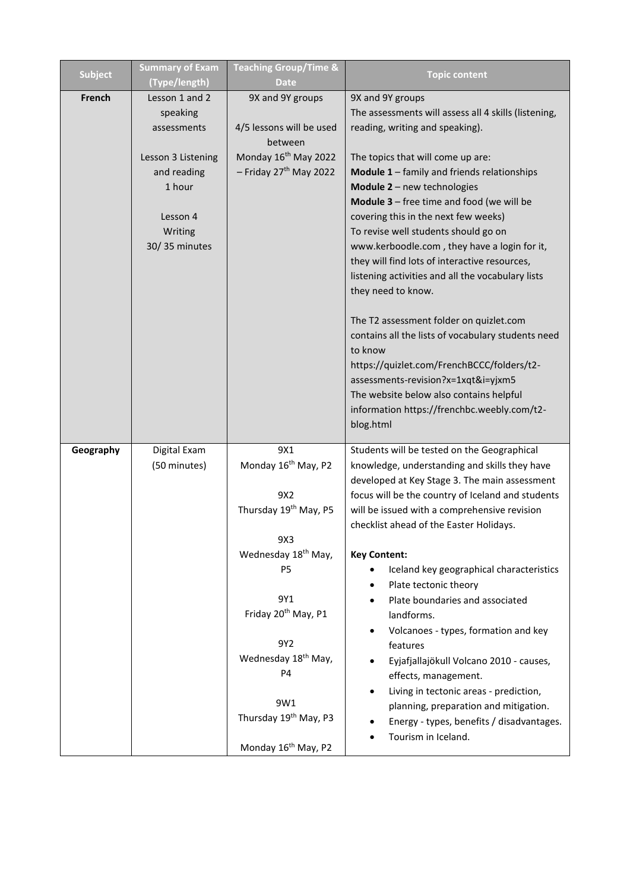| Subject | Summary of Exam (Type/length) | Teaching Group/Time & Date | Topic content |
|---|---|---|---|
| **French** | Lesson 1 and 2 speaking assessments<br><br>Lesson 3 Listening and reading 1 hour<br><br>Lesson 4 Writing 30/ 35 minutes | 9X and 9Y groups<br><br>4/5 lessons will be used between Monday 16th May 2022 – Friday 27th May 2022 | 9X and 9Y groups<br>The assessments will assess all 4 skills (listening, reading, writing and speaking).<br><br>The topics that will come up are:<br>**Module 1** – family and friends relationships<br>**Module 2** – new technologies<br>**Module 3** – free time and food (we will be covering this in the next few weeks)<br>To revise well students should go on www.kerboodle.com , they have a login for it, they will find lots of interactive resources, listening activities and all the vocabulary lists they need to know.<br><br>The T2 assessment folder on quizlet.com contains all the lists of vocabulary students need to know<br>https://quizlet.com/FrenchBCCC/folders/t2-assessments-revision?x=1xqt&i=yjxm5<br>The website below also contains helpful information https://frenchbc.weebly.com/t2-blog.html |
| **Geography** | Digital Exam (50 minutes) | 9X1<br>Monday 16th May, P2<br><br>9X2<br>Thursday 19th May, P5<br><br>9X3<br>Wednesday 18th May, P5<br><br>9Y1<br>Friday 20th May, P1<br><br>9Y2<br>Wednesday 18th May, P4<br><br>9W1<br>Thursday 19th May, P3<br><br>Monday 16th May, P2 | Students will be tested on the Geographical knowledge, understanding and skills they have developed at Key Stage 3. The main assessment focus will be the country of Iceland and students will be issued with a comprehensive revision checklist ahead of the Easter Holidays.<br><br>**Key Content:**<br>• Iceland key geographical characteristics<br>• Plate tectonic theory<br>• Plate boundaries and associated landforms.<br>• Volcanoes - types, formation and key features<br>• Eyjafjallajökull Volcano 2010 - causes, effects, management.<br>• Living in tectonic areas - prediction, planning, preparation and mitigation.<br>• Energy - types, benefits / disadvantages.<br>• Tourism in Iceland. |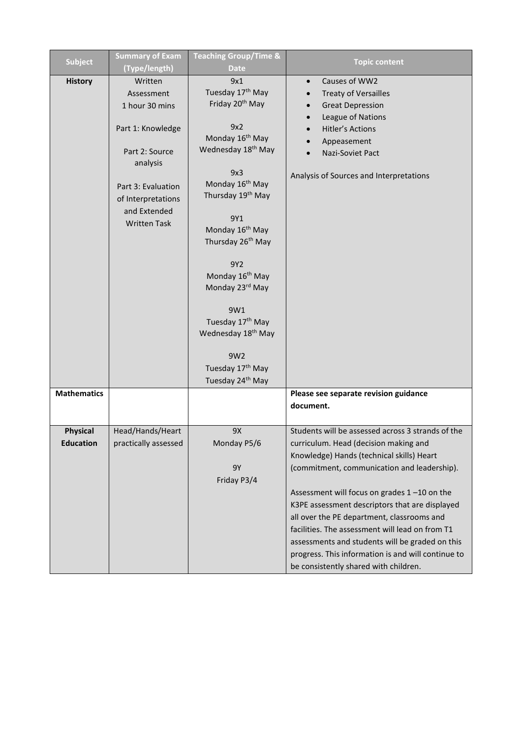| Subject | Summary of Exam (Type/length) | Teaching Group/Time & Date | Topic content |
| --- | --- | --- | --- |
| **History** | Written Assessment 1 hour 30 mins<br><br>Part 1: Knowledge<br><br>Part 2: Source analysis<br><br>Part 3: Evaluation of Interpretations and Extended Written Task | 9x1<br>Tuesday 17th May<br>Friday 20th May<br><br>9x2<br>Monday 16th May<br>Wednesday 18th May<br><br>9x3<br>Monday 16th May<br>Thursday 19th May<br><br>9Y1<br>Monday 16th May<br>Thursday 26th May<br><br>9Y2<br>Monday 16th May<br>Monday 23rd May<br><br>9W1<br>Tuesday 17th May<br>Wednesday 18th May<br><br>9W2<br>Tuesday 17th May<br>Tuesday 24th May | • Causes of WW2<br>• Treaty of Versailles<br>• Great Depression<br>• League of Nations<br>• Hitler's Actions<br>• Appeasement<br>• Nazi-Soviet Pact<br><br>Analysis of Sources and Interpretations |
| **Mathematics** | | | **Please see separate revision guidance document.** |
| **Physical Education** | Head/Hands/Heart practically assessed | 9X<br>Monday P5/6<br><br>9Y<br>Friday P3/4 | Students will be assessed across 3 strands of the curriculum. Head (decision making and Knowledge) Hands (technical skills) Heart (commitment, communication and leadership).<br><br>Assessment will focus on grades 1 –10 on the K3PE assessment descriptors that are displayed all over the PE department, classrooms and facilities. The assessment will lead on from T1 assessments and students will be graded on this progress. This information is and will continue to be consistently shared with children. |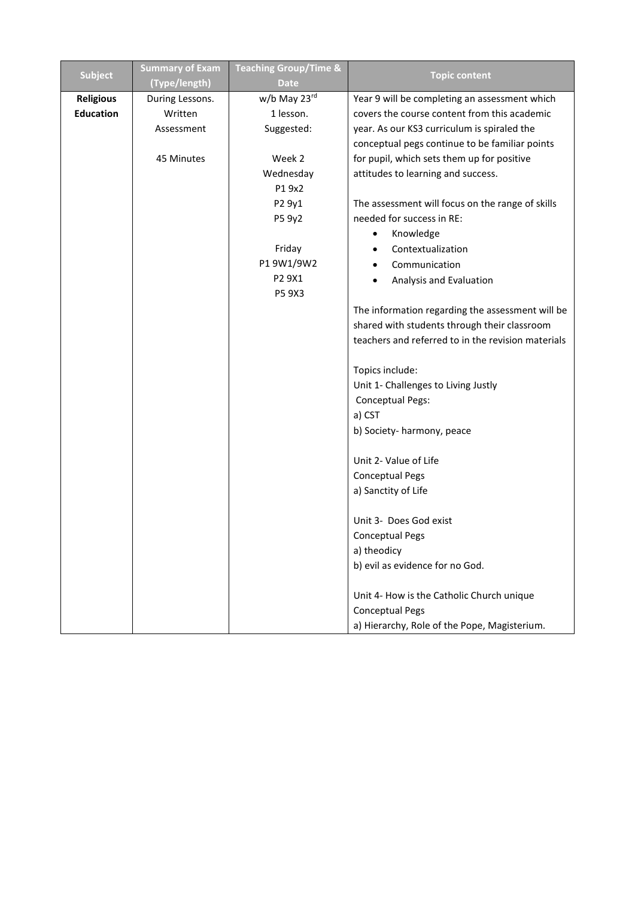| Subject | Summary of Exam (Type/length) | Teaching Group/Time & Date | Topic content |
|---|---|---|---|
| **Religious Education** | During Lessons.<br>Written Assessment<br><br>45 Minutes | w/b May 23rd<br>1 lesson.<br>Suggested:<br><br>Week 2<br>Wednesday<br>P1 9x2<br>P2 9y1<br>P5 9y2<br><br>Friday<br>P1 9W1/9W2<br>P2 9X1<br>P5 9X3 | Year 9 will be completing an assessment which covers the course content from this academic year. As our KS3 curriculum is spiraled the conceptual pegs continue to be familiar points for pupil, which sets them up for positive attitudes to learning and success.<br><br>The assessment will focus on the range of skills needed for success in RE:<br>• Knowledge<br>• Contextualization<br>• Communication<br>• Analysis and Evaluation<br><br>The information regarding the assessment will be shared with students through their classroom teachers and referred to in the revision materials<br><br>Topics include:<br>Unit 1- Challenges to Living Justly<br>Conceptual Pegs:<br>a) CST<br>b) Society- harmony, peace<br><br>Unit 2- Value of Life<br>Conceptual Pegs<br>a) Sanctity of Life<br><br>Unit 3- Does God exist<br>Conceptual Pegs<br>a) theodicy<br>b) evil as evidence for no God.<br><br>Unit 4- How is the Catholic Church unique<br>Conceptual Pegs<br>a) Hierarchy, Role of the Pope, Magisterium. |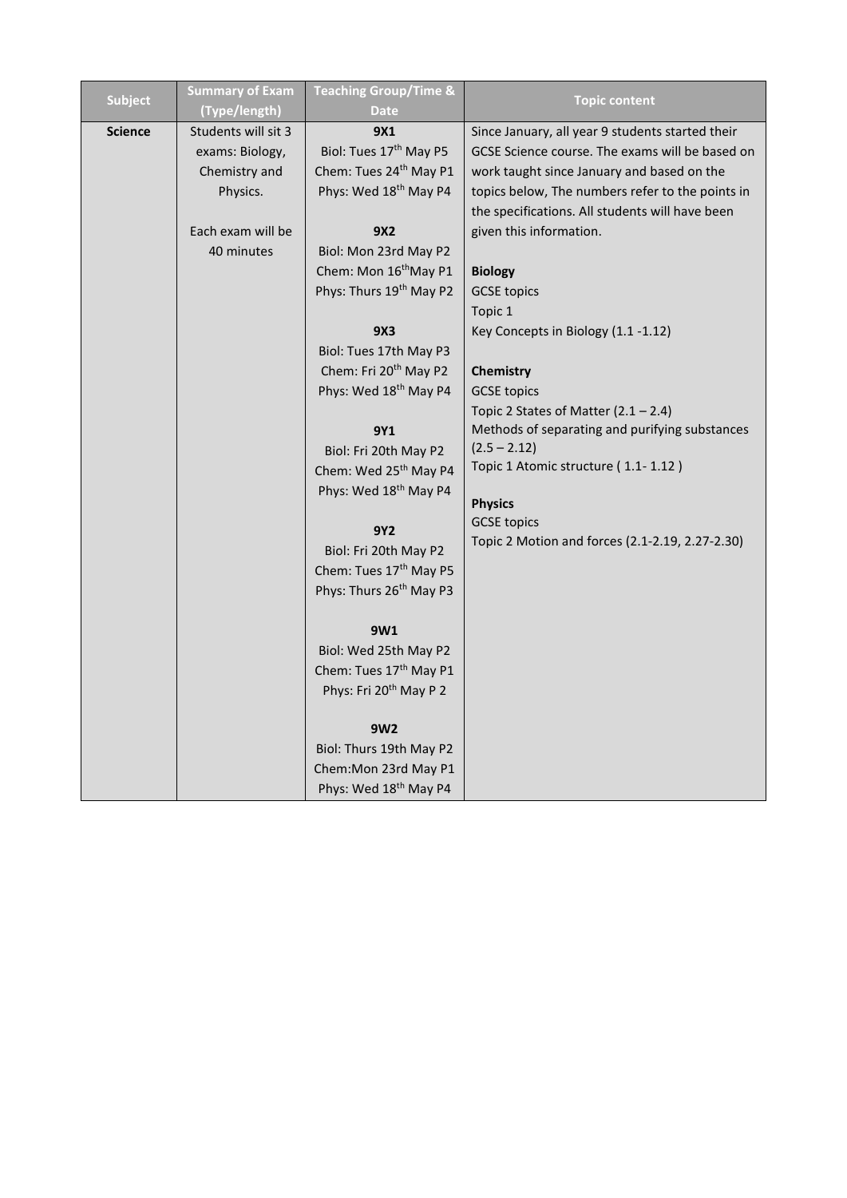| Subject | Summary of Exam (Type/length) | Teaching Group/Time & Date | Topic content |
|---|---|---|---|
| **Science** | Students will sit 3 exams: Biology, Chemistry and Physics.<br><br>Each exam will be 40 minutes | **9X1**<br>Biol: Tues 17th May P5<br>Chem: Tues 24th May P1<br>Phys: Wed 18th May P4<br><br>**9X2**<br>Biol: Mon 23rd May P2<br>Chem: Mon 16thMay P1<br>Phys: Thurs 19th May P2<br><br>**9X3**<br>Biol: Tues 17th May P3<br>Chem: Fri 20th May P2<br>Phys: Wed 18th May P4<br><br>**9Y1**<br>Biol: Fri 20th May P2<br>Chem: Wed 25th May P4<br>Phys: Wed 18th May P4<br><br>**9Y2**<br>Biol: Fri 20th May P2<br>Chem: Tues 17th May P5<br>Phys: Thurs 26th May P3<br><br>**9W1**<br>Biol: Wed 25th May P2<br>Chem: Tues 17th May P1<br>Phys: Fri 20th May P 2<br><br>**9W2**<br>Biol: Thurs 19th May P2<br>Chem:Mon 23rd May P1<br>Phys: Wed 18th May P4 | Since January, all year 9 students started their GCSE Science course. The exams will be based on work taught since January and based on the topics below, The numbers refer to the points in the specifications. All students will have been given this information.<br><br>**Biology**<br>GCSE topics<br>Topic 1<br>Key Concepts in Biology (1.1 -1.12)<br><br>**Chemistry**<br>GCSE topics<br>Topic 2 States of Matter (2.1 – 2.4)<br>Methods of separating and purifying substances (2.5 – 2.12)<br>Topic 1 Atomic structure ( 1.1- 1.12 )<br><br>**Physics**<br>GCSE topics<br>Topic 2 Motion and forces (2.1-2.19, 2.27-2.30) |